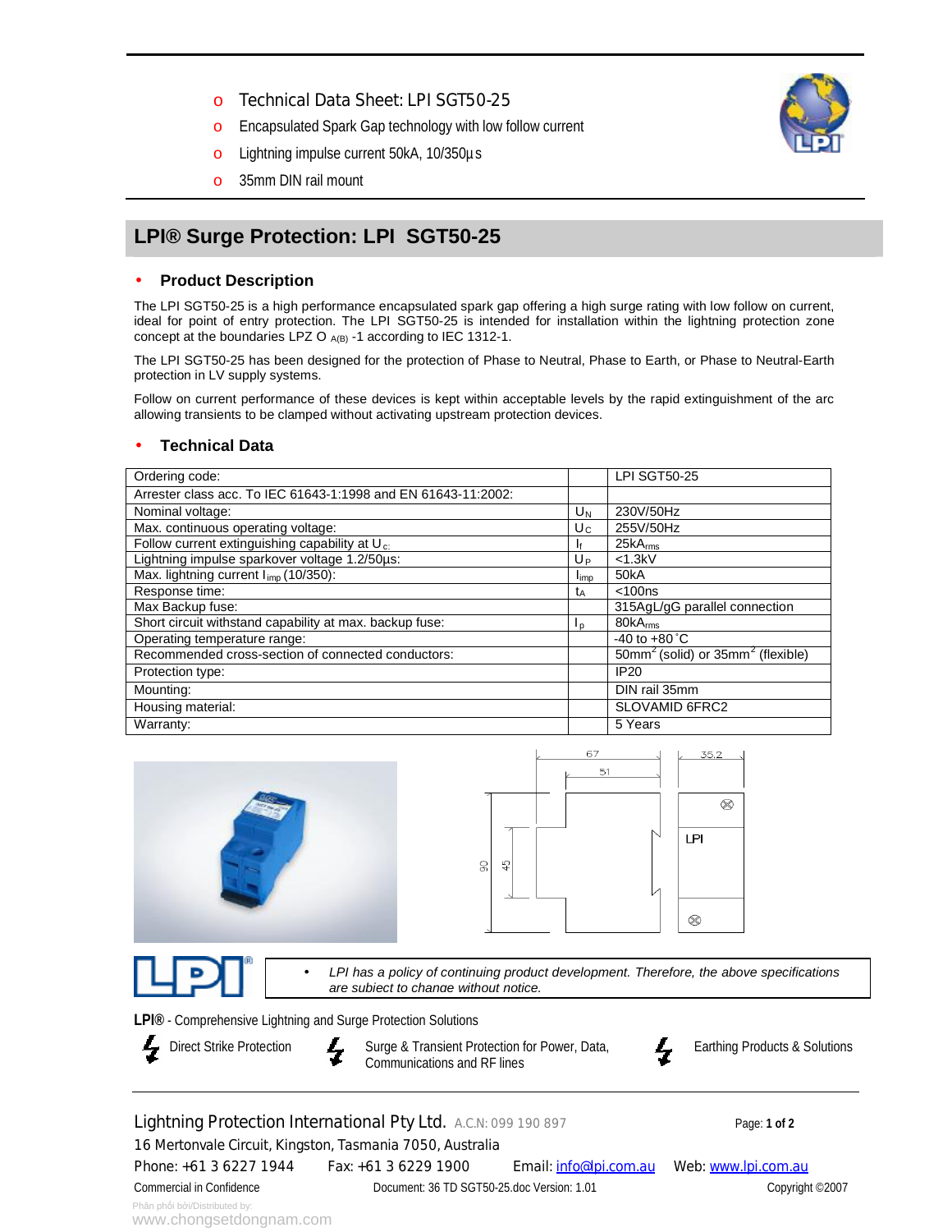- Technical Data Sheet: LPI SGT50-25
- Encapsulated Spark Gap technology with low follow current
- Lightning impulse current 50kA, 10/350µs
- 35mm DIN rail mount

## LPI® Surge Protection: LPI SGT50-25

### Product Description

The LPI SGT50-25 is a high performance encapsulated spark gap offering a high surge rating with low follow on current, ideal for point of entry protection. The LPI SGT50-25 is intended for installation within the lightning protection zone concept at the boundaries LPZ O $_{A(B)}$ -1 according to IEC 1312-1.

The LPI SGT50-25 has been designed for the protection of Phase to Neutral, Phase to Earth, or Phase to Neutral-Earth protection in LV supply systems.

Follow on current performance of these devices is kept within acceptable levels by the rapid extinguishment of the arc allowing transients to be clamped without activating upstream protection devices.

### Technical Data

| Ordering code: | | LPI SGT50-25 |
|---|---|---|
| Arrester class acc. To IEC 61643-1:1998 and EN 61643-11:2002: | | |
| Nominal voltage: | $U_N$ | 230V/50Hz |
| Max. continuous operating voltage: | $U_C$ | 255V/50Hz |
| Follow current extinguishing capability at $U_c$: | $I_f$ | 25$kA_{rms}$ |
| Lightning impulse sparkover voltage 1.2/50µs: | $U_P$ | <1.3kV |
| Max. lightning current $I_{imp}$ (10/350): | $I_{imp}$ | 50kA |
| Response time: | $t_A$ | <100ns |
| Max Backup fuse: | | 315AgL/gG parallel connection |
| Short circuit withstand capability at max. backup fuse: | $I_p$ | 80$kA_{rms}$ |
| Operating temperature range: | | -40 to +80˚C |
| Recommended cross-section of connected conductors: | | 50mm$^2$ (solid) or 35mm$^2$ (flexible) |
| Protection type: | | IP20 |
| Mounting: | | DIN rail 35mm |
| Housing material: | | SLOVAMID 6FRC2 |
| Warranty: | | 5 Years |

- *LPI has a policy of continuing product development. Therefore, the above specifications are subject to change without notice.*

**LPI®** - Comprehensive Lightning and Surge Protection Solutions

- Direct Strike Protection
- Surge & Transient Protection for Power, Data, Communications and RF lines
- Earthing Products & Solutions

Lightning Protection International Pty Ltd. A.C.N: 099 190 897

16 Mertonvale Circuit, Kingston, Tasmania 7050, Australia

Phone: +61 3 6227 1944 Fax: +61 3 6229 1900 Email: info@lpi.com.au Web: www.lpi.com.au

Commercial in Confidence Document: 36 TD SGT50-25.doc Version: 1.01 Copyright ©2007

Phân phối bởi/Distributed by: www.chongsetdongnam.com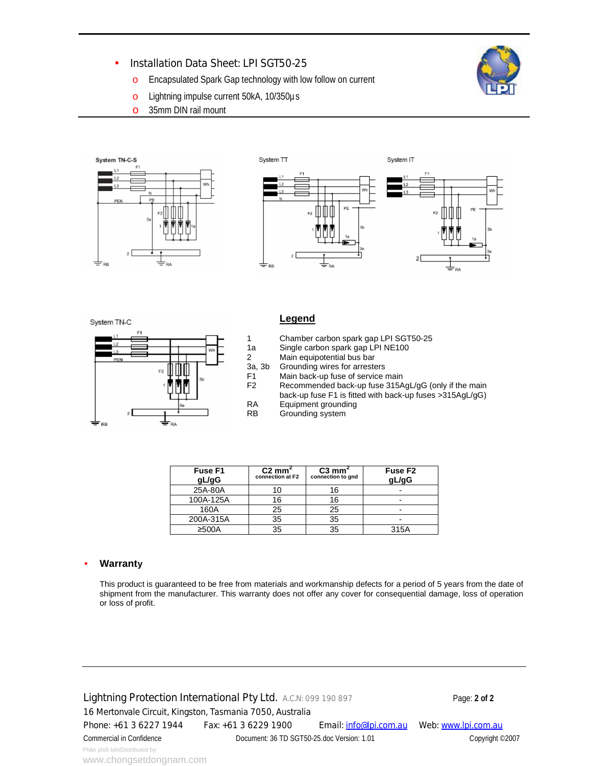- Installation Data Sheet: LPI SGT50-25
  - Encapsulated Spark Gap technology with low follow on current
  - Lightning impulse current 50kA, 10/350µs
  - 35mm DIN rail mount

System TN-C-S

System TT

System IT

System TN-C

## Legend

| | |
|---|---|
| 1 | Chamber carbon spark gap LPI SGT50-25 |
| 1a | Single carbon spark gap LPI NE100 |
| 2 | Main equipotential bus bar |
| 3a, 3b | Grounding wires for arresters |
| F1 | Main back-up fuse of service main |
| F2 | Recommended back-up fuse 315AgL/gG (only if the main back-up fuse F1 is fitted with back-up fuses >315AgL/gG) |
| RA | Equipment grounding |
| RB | Grounding system |

| Fuse F1 gL/gG | C2 $mm^2$ connection at F2 | C3 $mm^2$ connection to gnd | Fuse F2 gL/gG |
|---|---|---|---|
| 25A-80A | 10 | 16 | - |
| 100A-125A | 16 | 16 | - |
| 160A | 25 | 25 | - |
| 200A-315A | 35 | 35 | - |
| ≥500A | 35 | 35 | 315A |

- **Warranty**

This product is guaranteed to be free from materials and workmanship defects for a period of 5 years from the date of shipment from the manufacturer. This warranty does not offer any cover for consequential damage, loss of operation or loss of profit.

Lightning Protection International Pty Ltd. A.C.N: 099 190 897
16 Mertonvale Circuit, Kingston, Tasmania 7050, Australia
Phone: +61 3 6227 1944 Fax: +61 3 6229 1900 Email: info@lpi.com.au Web: www.lpi.com.au
Commercial in Confidence Document: 36 TD SGT50-25.doc Version: 1.01 Copyright ©2007

Phân phối bởi/Distributed by:
www.chongsetdongnam.com